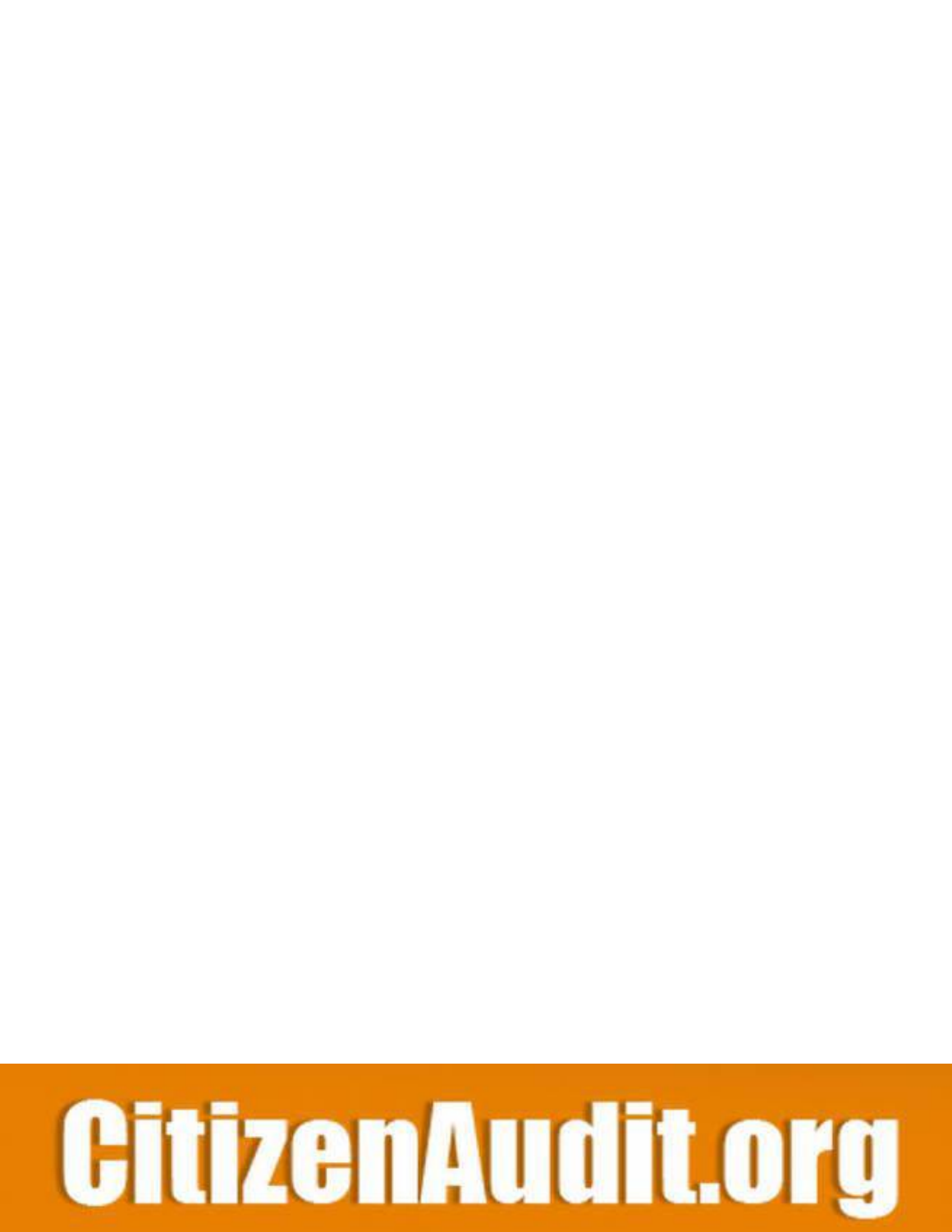CitizenAudit.org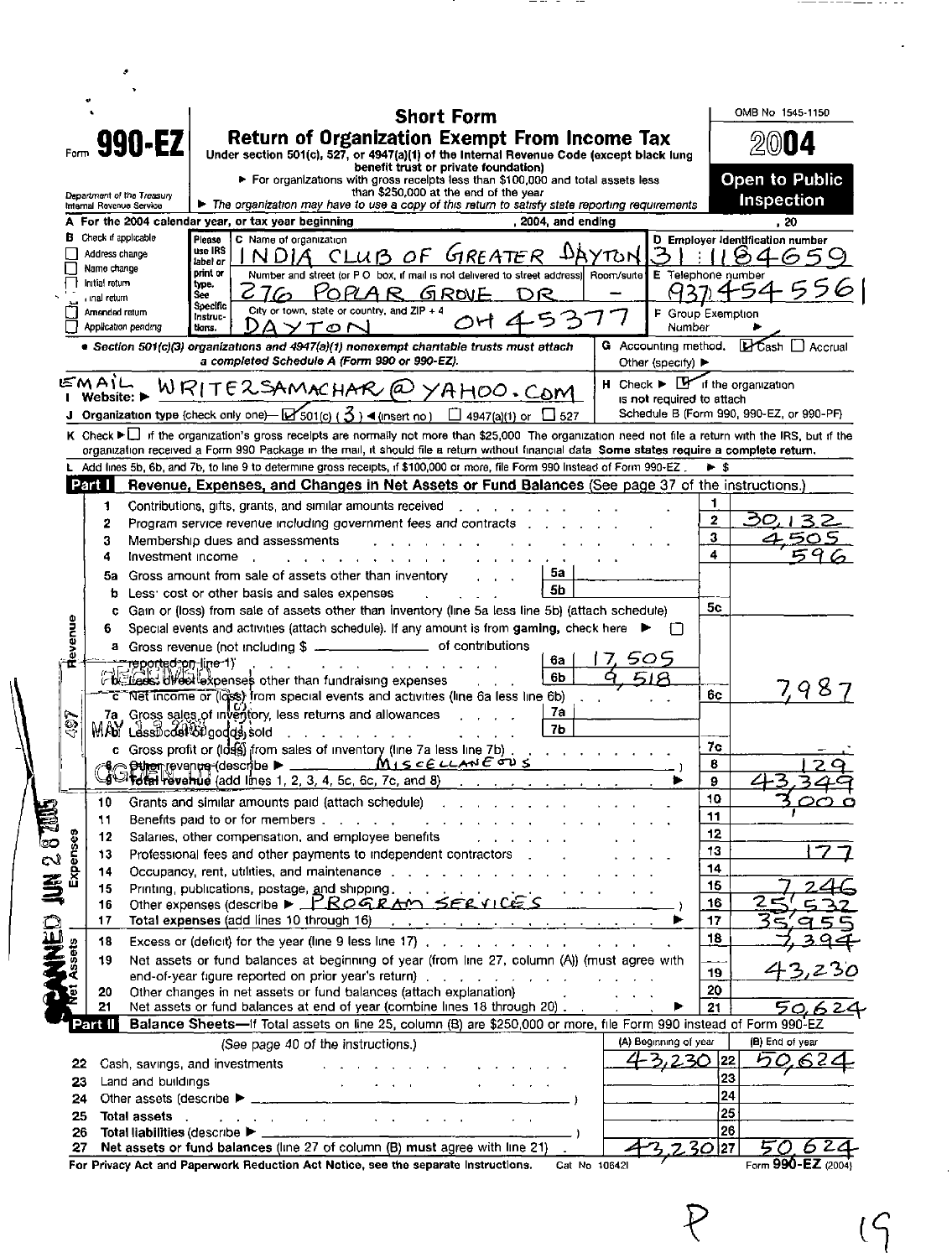# Form 990-EZ

## Short Form
## Return of Organization Exempt From Income Tax

Under section 501(c), 527, or 4947(a)(1) of the Internal Revenue Code (except black lung benefit trust or private foundation)

► For organizations with gross receipts less than $100,000 and total assets less than $250,000 at the end of the year

► The organization may have to use a copy of this return to satisfy state reporting requirements

Department of the Treasury
Internal Revenue Service

OMB No 1545-1150

**2004**

**Open to Public Inspection**

**A** For the 2004 calendar year, or tax year beginning , 2004, and ending , 20

**B** Check if applicable:
- ☐ Address change
- ☐ Name change
- ☐ Initial return
- ☐ Final return
- ☐ Amended return
- ☐ Application pending

Please use IRS label or print or type. See Specific Instructions.

**C** Name of organization: INDIA CLUB OF GREATER DAYTON

Number and street (or P O box, if mail is not delivered to street address) Room/suite: 276 POPLAR GROVE DR —

City or town, state or country, and ZIP + 4: DAYTON OH 45377

**D** Employer identification number: 31 1184659

**E** Telephone number: 937 454 5561

**F** Group Exemption Number ►

• Section 501(c)(3) organizations and 4947(a)(1) nonexempt charitable trusts must attach a completed Schedule A (Form 990 or 990-EZ).

**G** Accounting method: ☑ Cash ☐ Accrual
Other (specify) ►

**H** Check ► ☑ if the organization is not required to attach Schedule B (Form 990, 990-EZ, or 990-PF)

**I** Website: ► EMAIL WRITE2SAMACHAR@YAHOO.COM

**J** Organization type (check only one)— ☑ 501(c) ( 3 ) ◄(insert no) ☐ 4947(a)(1) or ☐ 527

**K** Check ► ☐ if the organization's gross receipts are normally not more than $25,000 The organization need not file a return with the IRS, but if the organization received a Form 990 Package in the mail, it should file a return without financial data Some states require a complete return.

**L** Add lines 5b, 6b, and 7b, to line 9 to determine gross receipts, if $100,000 or more, file Form 990 instead of Form 990-EZ . ► $

## Part I Revenue, Expenses, and Changes in Net Assets or Fund Balances (See page 37 of the instructions.)

| Line | Description | | Sub-amount | Line | Amount |
|---|---|---|---|---|---|
| 1 | Contributions, gifts, grants, and similar amounts received | | | 1 | |
| 2 | Program service revenue including government fees and contracts | | | 2 | 30,132 |
| 3 | Membership dues and assessments | | | 3 | 4,505 |
| 4 | Investment income | | | 4 | 596 |
| 5a | Gross amount from sale of assets other than inventory | 5a | | | |
| b | Less: cost or other basis and sales expenses | 5b | | | |
| c | Gain or (loss) from sale of assets other than inventory (line 5a less line 5b) (attach schedule) | | | 5c | |
| 6 | Special events and activities (attach schedule). If any amount is from gaming, check here ► ☐ | | | | |
| a | Gross revenue (not including $ ______ of contributions reported on line 1) | 6a | 17,505 | | |
| b | Less: direct expenses other than fundraising expenses | 6b | 9,518 | | |
| c | Net income or (loss) from special events and activities (line 6a less line 6b) | | | 6c | 7,987 |
| 7a | Gross sales of inventory, less returns and allowances | 7a | | | |
| b | Less: cost of goods sold | 7b | | | |
| c | Gross profit or (loss) from sales of inventory (line 7a less line 7b) | | | 7c | — |
| 8 | Other revenue (describe ► MISCELLANEOUS ) | | | 8 | 129 |
| 9 | Total revenue (add lines 1, 2, 3, 4, 5c, 6c, 7c, and 8) ► | | | 9 | 43,349 |
| 10 | Grants and similar amounts paid (attach schedule) | | | 10 | 3,000 |
| 11 | Benefits paid to or for members | | | 11 | |
| 12 | Salaries, other compensation, and employee benefits | | | 12 | |
| 13 | Professional fees and other payments to independent contractors | | | 13 | 177 |
| 14 | Occupancy, rent, utilities, and maintenance | | | 14 | |
| 15 | Printing, publications, postage, and shipping | | | 15 | 7,246 |
| 16 | Other expenses (describe ► PROGRAM SERVICES ) | | | 16 | 25,532 |
| 17 | Total expenses (add lines 10 through 16) ► | | | 17 | 35,955 |
| 18 | Excess or (deficit) for the year (line 9 less line 17) | | | 18 | 7,394 |
| 19 | Net assets or fund balances at beginning of year (from line 27, column (A)) (must agree with end-of-year figure reported on prior year's return) | | | 19 | 43,230 |
| 20 | Other changes in net assets or fund balances (attach explanation) | | | 20 | |
| 21 | Net assets or fund balances at end of year (combine lines 18 through 20) ► | | | 21 | 50,624 |

## Part II Balance Sheets—If Total assets on line 25, column (B) are $250,000 or more, file Form 990 instead of Form 990-EZ

(See page 40 of the instructions.)

| Line | Description | (A) Beginning of year | Line | (B) End of year |
|---|---|---|---|---|
| 22 | Cash, savings, and investments | 43,230 | 22 | 50,624 |
| 23 | Land and buildings | | 23 | |
| 24 | Other assets (describe ► ) | | 24 | |
| 25 | Total assets | | 25 | |
| 26 | Total liabilities (describe ► ) | | 26 | |
| 27 | Net assets or fund balances (line 27 of column (B) must agree with line 21) | 43,230 | 27 | 50,624 |

For Privacy Act and Paperwork Reduction Act Notice, see the separate Instructions. Cat No 10642I Form 990-EZ (2004)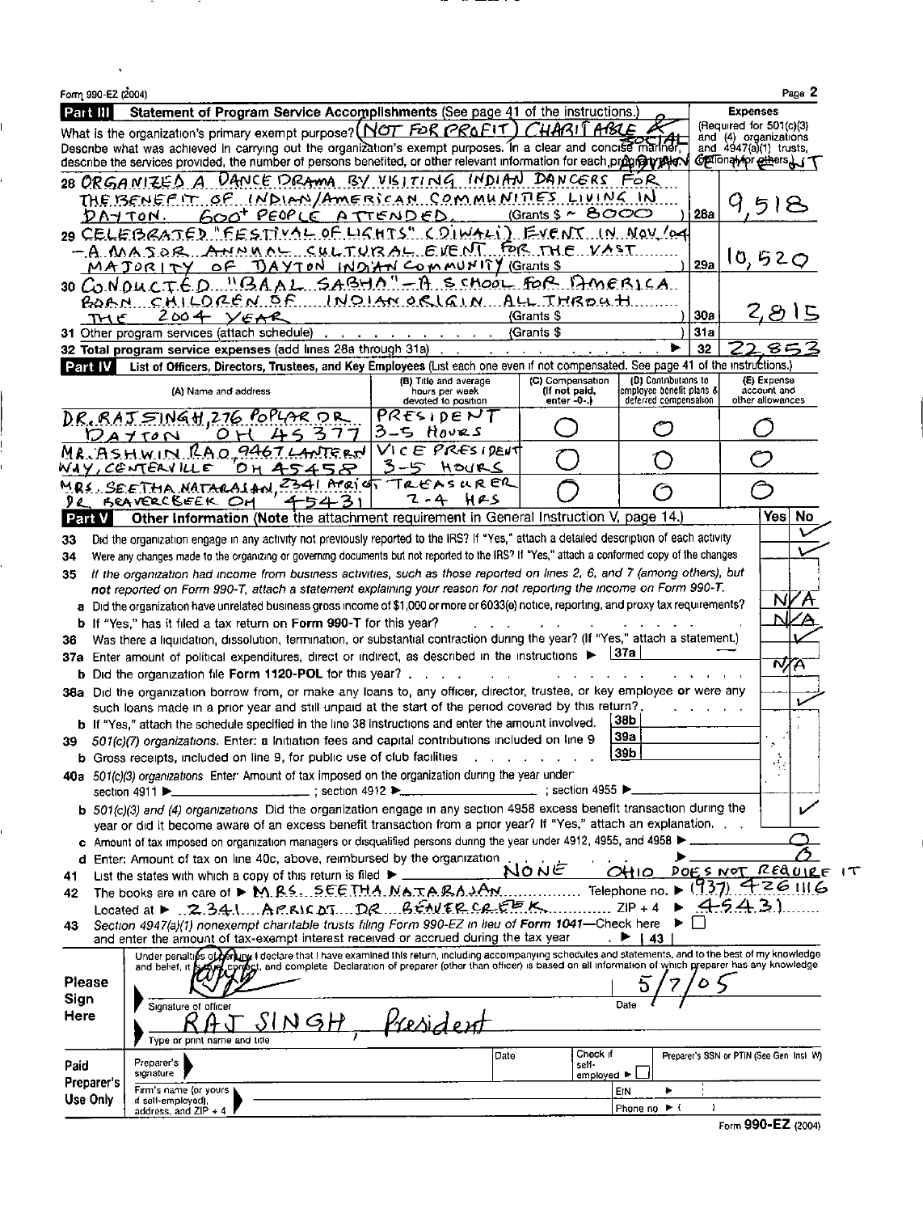Form 990-EZ (2004) Page 2

## Part III Statement of Program Service Accomplishments (See page 41 of the instructions.)

What is the organization's primary exempt purpose? NOT FOR PROFIT CHARITABLE & SOCIAL

Describe what was achieved in carrying out the organization's exempt purposes. In a clear and concise manner, describe the services provided, the number of persons benefited, or other relevant information for each program title.

| | | | Expenses (Required for 501(c)(3) and (4) organizations and 4947(a)(1) trusts; optional for others.) |
|---|---|---|---|
| 28 | ORGANIZED A DANCE DRAMA BY VISITING INDIAN DANCERS FOR THE BENEFIT OF INDIAN/AMERICAN COMMUNITIES LIVING IN DAYTON. 600+ PEOPLE ATTENDED. (Grants $ ~ 8000) | 28a | 9,518 |
| 29 | CELEBRATED "FESTIVAL OF LIGHTS" (DIWALI) EVENT IN NOV '04 - A MAJOR ANNUAL CULTURAL EVENT FOR THE VAST MAJORITY OF DAYTON INDIAN COMMUNITY (Grants $ ) | 29a | 10,520 |
| 30 | CONDUCTED "BAAL SABHA" - A SCHOOL FOR AMERICA BORN CHILDREN OF INDIAN ORIGIN ALL THROUGH THE 2004 YEAR (Grants $ ) | 30a | 2,815 |
| 31 | Other program services (attach schedule) (Grants $ ) | 31a | |
| 32 | Total program service expenses (add lines 28a through 31a) | 32 | 22,853 |

## Part IV List of Officers, Directors, Trustees, and Key Employees (List each one even if not compensated. See page 41 of the instructions.)

| (A) Name and address | (B) Title and average hours per week devoted to position | (C) Compensation (If not paid, enter -0-.) | (D) Contributions to employee benefit plans & deferred compensation | (E) Expense account and other allowances |
|---|---|---|---|---|
| DR. RAJ SINGH, 276 POPLAR DR DAYTON OH 45377 | PRESIDENT 3-5 HOURS | 0 | 0 | 0 |
| MR. ASHWIN RAO, 9467 LANTERN WAY, CENTERVILLE OH 45458 | VICE PRESIDENT 3-5 HOURS | 0 | 0 | 0 |
| MRS. SEETHA NATARAJAN, 2341 APRICOT DR BEAVERCREEK OH 45431 | TREASURER 2-4 HRS | 0 | 0 | 0 |

## Part V Other Information (Note the attachment requirement in General Instruction V, page 14.)

| | | Yes | No |
|---|---|---|---|
| 33 | Did the organization engage in any activity not previously reported to the IRS? If "Yes," attach a detailed description of each activity | | ✓ |
| 34 | Were any changes made to the organizing or governing documents but not reported to the IRS? If "Yes," attach a conformed copy of the changes | | ✓ |
| 35 | If the organization had income from business activities, such as those reported on lines 2, 6, and 7 (among others), but not reported on Form 990-T, attach a statement explaining your reason for not reporting the income on Form 990-T. | | |
| a | Did the organization have unrelated business gross income of $1,000 or more or 6033(e) notice, reporting, and proxy tax requirements? | N/A | |
| b | If "Yes," has it filed a tax return on Form 990-T for this year? | N/A | |
| 36 | Was there a liquidation, dissolution, termination, or substantial contraction during the year? (If "Yes," attach a statement.) | | ✓ |
| 37a | Enter amount of political expenditures, direct or indirect, as described in the instructions ▶ 37a — | | |
| b | Did the organization file Form 1120-POL for this year? | N/A | |
| 38a | Did the organization borrow from, or make any loans to, any officer, director, trustee, or key employee or were any such loans made in a prior year and still unpaid at the start of the period covered by this return? | | ✓ |
| b | If "Yes," attach the schedule specified in the line 38 instructions and enter the amount involved. 38b | | |
| 39 | 501(c)(7) organizations. Enter: a Initiation fees and capital contributions included on line 9 39a | | |
| b | Gross receipts, included on line 9, for public use of club facilities 39b | | |
| 40a | 501(c)(3) organizations Enter: Amount of tax imposed on the organization during the year under: section 4911 ▶ ; section 4912 ▶ ; section 4955 ▶ | | |
| b | 501(c)(3) and (4) organizations Did the organization engage in any section 4958 excess benefit transaction during the year or did it become aware of an excess benefit transaction from a prior year? If "Yes," attach an explanation. | | ✓ |
| c | Amount of tax imposed on organization managers or disqualified persons during the year under 4912, 4955, and 4958 ▶ 0 | | |
| d | Enter: Amount of tax on line 40c, above, reimbursed by the organization ▶ 0 | | |

41 List the states with which a copy of this return is filed ▶ NONE OHIO DOES NOT REQUIRE IT

42 The books are in care of ▶ MRS. SEETHA NATARAJAN Telephone no. ▶ (937) 426 1116

Located at ▶ 2341 APRICOT DR BEAVERCREEK ZIP + 4 ▶ 45431

43 Section 4947(a)(1) nonexempt charitable trusts filing Form 990-EZ in lieu of Form 1041—Check here ▶ ☐ and enter the amount of tax-exempt interest received or accrued during the tax year ▶ 43

**Please Sign Here**

Under penalties of perjury, I declare that I have examined this return, including accompanying schedules and statements, and to the best of my knowledge and belief, it is true, correct, and complete. Declaration of preparer (other than officer) is based on all information of which preparer has any knowledge.

Signature of officer: [signature] Date: 5/7/05

Type or print name and title: RAJ SINGH, President

**Paid Preparer's Use Only**

| Preparer's signature | Date | Check if self-employed ▶ ☐ | Preparer's SSN or PTIN (See Gen Inst W) |
|---|---|---|---|
| Firm's name (or yours if self-employed), address, and ZIP + 4 | | EIN ▶ | |
| | | Phone no ▶ ( ) | |

Form 990-EZ (2004)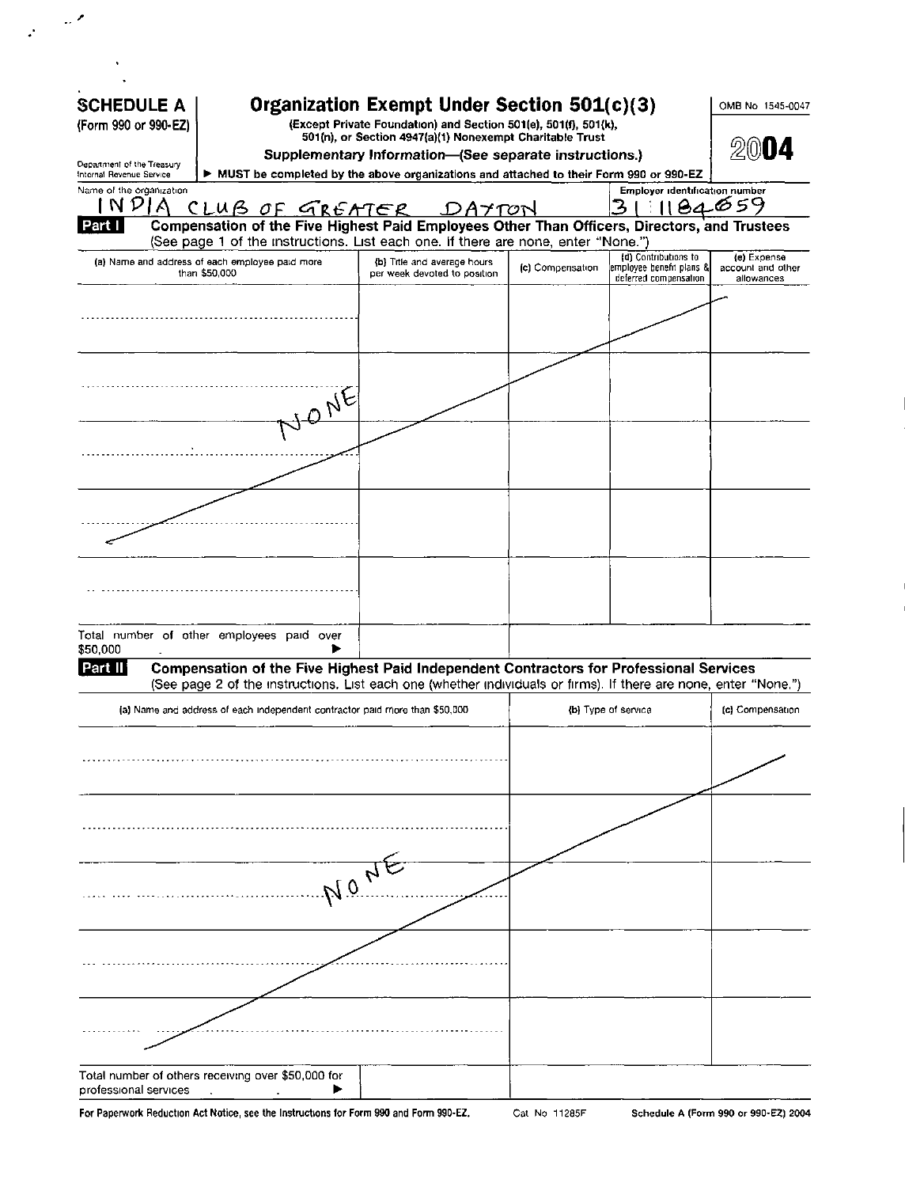**SCHEDULE A** (Form 990 or 990-EZ)

Department of the Treasury
Internal Revenue Service

# Organization Exempt Under Section 501(c)(3)

(Except Private Foundation) and Section 501(e), 501(f), 501(k), 501(n), or Section 4947(a)(1) Nonexempt Charitable Trust

**Supplementary Information—(See separate instructions.)**

► **MUST be completed by the above organizations and attached to their Form 990 or 990-EZ**

OMB No 1545-0047

**2004**

Name of the organization: INDIA CLUB OF GREATER DAYTON

Employer identification number: 31 1184659

**Part I — Compensation of the Five Highest Paid Employees Other Than Officers, Directors, and Trustees**
(See page 1 of the instructions. List each one. If there are none, enter "None.")

| (a) Name and address of each employee paid more than $50,000 | (b) Title and average hours per week devoted to position | (c) Compensation | (d) Contributions to employee benefit plans & deferred compensation | (e) Expense account and other allowances |
|---|---|---|---|---|
| NONE | | | | |
| | | | | |
| | | | | |
| | | | | |
| | | | | |
| Total number of other employees paid over $50,000 ► | | | | |

**Part II — Compensation of the Five Highest Paid Independent Contractors for Professional Services**
(See page 2 of the instructions. List each one (whether individuals or firms). If there are none, enter "None.")

| (a) Name and address of each independent contractor paid more than $50,000 | (b) Type of service | (c) Compensation |
|---|---|---|
| NONE | | |
| | | |
| | | |
| | | |
| | | |
| Total number of others receiving over $50,000 for professional services ► | | |

For Paperwork Reduction Act Notice, see the Instructions for Form 990 and Form 990-EZ. Cat No 11285F Schedule A (Form 990 or 990-EZ) 2004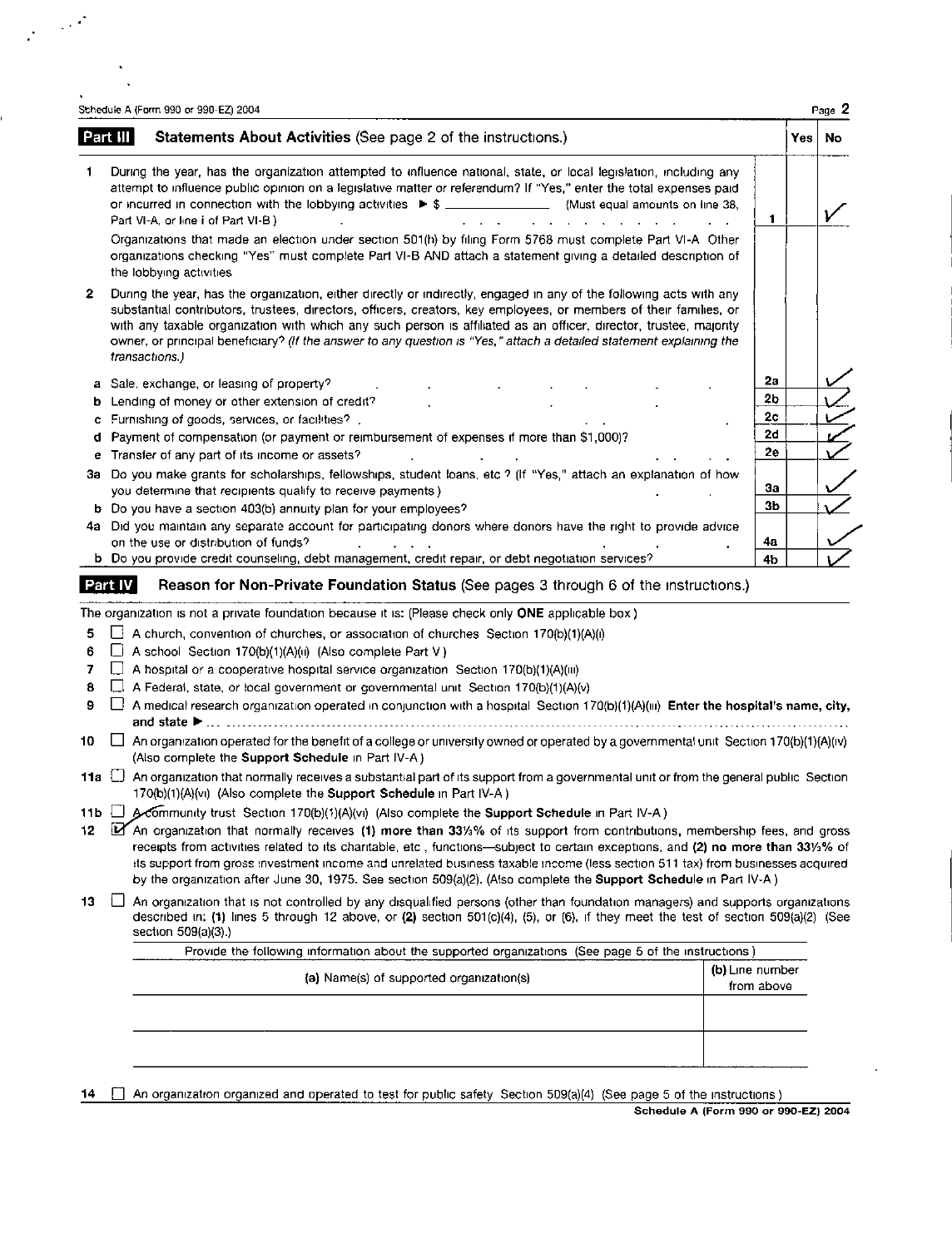Schedule A (Form 990 or 990-EZ) 2004

## Part III Statements About Activities (See page 2 of the instructions.)

| | | | Yes | No |
|---|---|---|---|---|
| 1 | During the year, has the organization attempted to influence national, state, or local legislation, including any attempt to influence public opinion on a legislative matter or referendum? If "Yes," enter the total expenses paid or incurred in connection with the lobbying activities ▶ $ ______________ (Must equal amounts on line 38, Part VI-A, or line i of Part VI-B) | 1 | | ✓ |
| | Organizations that made an election under section 501(h) by filing Form 5768 must complete Part VI-A Other organizations checking "Yes" must complete Part VI-B AND attach a statement giving a detailed description of the lobbying activities | | | |
| 2 | During the year, has the organization, either directly or indirectly, engaged in any of the following acts with any substantial contributors, trustees, directors, officers, creators, key employees, or members of their families, or with any taxable organization with which any such person is affiliated as an officer, director, trustee, majority owner, or principal beneficiary? *(If the answer to any question is "Yes," attach a detailed statement explaining the transactions.)* | | | |
| a | Sale, exchange, or leasing of property? | 2a | | ✓ |
| b | Lending of money or other extension of credit? | 2b | | ✓ |
| c | Furnishing of goods, services, or facilities? | 2c | | ✓ |
| d | Payment of compensation (or payment or reimbursement of expenses if more than $1,000)? | 2d | | ✓ |
| e | Transfer of any part of its income or assets? | 2e | | ✓ |
| 3a | Do you make grants for scholarships, fellowships, student loans, etc ? (If "Yes," attach an explanation of how you determine that recipients qualify to receive payments ) | 3a | | ✓ |
| b | Do you have a section 403(b) annuity plan for your employees? | 3b | | ✓ |
| 4a | Did you maintain any separate account for participating donors where donors have the right to provide advice on the use or distribution of funds? | 4a | | ✓ |
| b | Do you provide credit counseling, debt management, credit repair, or debt negotiation services? | 4b | | ✓ |

## Part IV Reason for Non-Private Foundation Status (See pages 3 through 6 of the instructions.)

The organization is not a private foundation because it is: (Please check only **ONE** applicable box )

5 ☐ A church, convention of churches, or association of churches Section 170(b)(1)(A)(i)

6 ☐ A school Section 170(b)(1)(A)(ii) (Also complete Part V )

7 ☐ A hospital or a cooperative hospital service organization Section 170(b)(1)(A)(iii)

8 ☐ A Federal, state, or local government or governmental unit Section 170(b)(1)(A)(v)

9 ☐ A medical research organization operated in conjunction with a hospital Section 170(b)(1)(A)(iii) **Enter the hospital's name, city, and state** ▶ ......

10 ☐ An organization operated for the benefit of a college or university owned or operated by a governmental unit Section 170(b)(1)(A)(iv) (Also complete the **Support Schedule** in Part IV-A )

11a ☐ An organization that normally receives a substantial part of its support from a governmental unit or from the general public Section 170(b)(1)(A)(vi) (Also complete the **Support Schedule** in Part IV-A )

11b ☐ A community trust Section 170(b)(1)(A)(vi) (Also complete the **Support Schedule** in Part IV-A )

12 ☑ An organization that normally receives **(1) more than 33⅓%** of its support from contributions, membership fees, and gross receipts from activities related to its charitable, etc , functions—subject to certain exceptions, and **(2) no more than 33⅓%** of its support from gross investment income and unrelated business taxable income (less section 511 tax) from businesses acquired by the organization after June 30, 1975. See section 509(a)(2). (Also complete the **Support Schedule** in Part IV-A )

13 ☐ An organization that is not controlled by any disqualified persons (other than foundation managers) and supports organizations described in: **(1)** lines 5 through 12 above, or **(2)** section 501(c)(4), (5), or (6), if they meet the test of section 509(a)(2) (See section 509(a)(3).)

Provide the following information about the supported organizations (See page 5 of the instructions )

| (a) Name(s) of supported organization(s) | (b) Line number from above |
|---|---|
| | |
| | |

14 ☐ An organization organized and operated to test for public safety Section 509(a)(4) (See page 5 of the instructions )

**Schedule A (Form 990 or 990-EZ) 2004**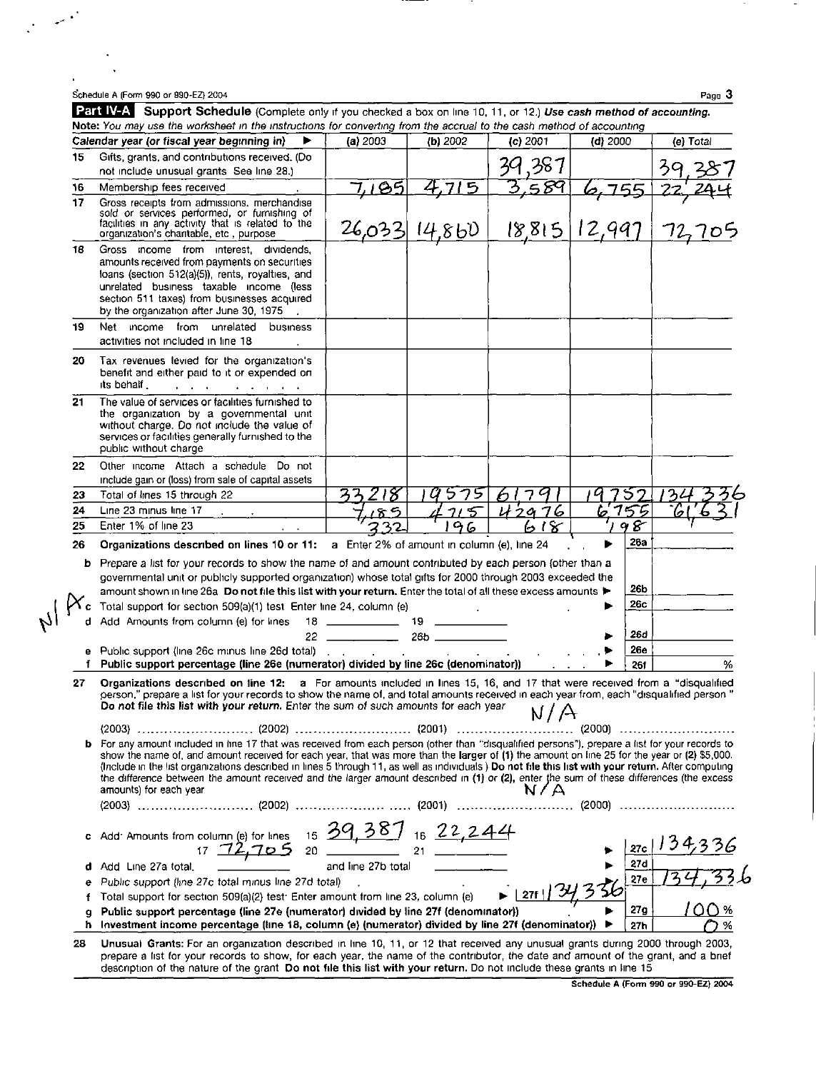Schedule A (Form 990 or 990-EZ) 2004

## Part IV-A Support Schedule (Complete only if you checked a box on line 10, 11, or 12.) *Use cash method of accounting.*

*Note: You may use the worksheet in the instructions for converting from the accrual to the cash method of accounting*

| | Calendar year (or fiscal year beginning in) ▶ | (a) 2003 | (b) 2002 | (c) 2001 | (d) 2000 | (e) Total |
|---|---|---|---|---|---|---|
| 15 | Gifts, grants, and contributions received. (Do not include unusual grants See line 28.) | | | 39,387 | | 39,387 |
| 16 | Membership fees received | 7,185 | 4,715 | 3,589 | 6,755 | 22,244 |
| 17 | Gross receipts from admissions, merchandise sold or services performed, or furnishing of facilities in any activity that is related to the organization's charitable, etc, purpose | 26,033 | 14,860 | 18,815 | 12,997 | 72,705 |
| 18 | Gross income from interest, dividends, amounts received from payments on securities loans (section 512(a)(5)), rents, royalties, and unrelated business taxable income (less section 511 taxes) from businesses acquired by the organization after June 30, 1975 | | | | | |
| 19 | Net income from unrelated business activities not included in line 18 | | | | | |
| 20 | Tax revenues levied for the organization's benefit and either paid to it or expended on its behalf | | | | | |
| 21 | The value of services or facilities furnished to the organization by a governmental unit without charge. Do not include the value of services or facilities generally furnished to the public without charge | | | | | |
| 22 | Other income Attach a schedule Do not include gain or (loss) from sale of capital assets | | | | | |
| 23 | Total of lines 15 through 22 | 33,218 | 19,575 | 61,791 | 19,752 | 134,336 |
| 24 | Line 23 minus line 17 | 7,185 | 4,715 | 42,976 | 6,755 | 61,631 |
| 25 | Enter 1% of line 23 | 332 | 196 | 618 | 198 | |

**26 Organizations described on lines 10 or 11: a** Enter 2% of amount in column (e), line 24 ▶ **26a**

**b** Prepare a list for your records to show the name of and amount contributed by each person (other than a governmental unit or publicly supported organization) whose total gifts for 2000 through 2003 exceeded the amount shown in line 26a **Do not file this list with your return.** Enter the total of all these excess amounts ▶ **26b**

N/A

**c** Total support for section 509(a)(1) test Enter line 24, column (e) ▶ **26c**

**d** Add Amounts from column (e) for lines 18 ______ 19 ______ 22 ______ 26b ______ ▶ **26d**

**e** Public support (line 26c minus line 26d total) ▶ **26e**

**f Public support percentage (line 26e (numerator) divided by line 26c (denominator))** ▶ **26f** %

**27 Organizations described on line 12: a** For amounts included in lines 15, 16, and 17 that were received from a "disqualified person," prepare a list for your records to show the name of, and total amounts received in each year from, each "disqualified person" **Do not file this list with your return.** Enter the sum of such amounts for each year N/A

(2003) .......... (2002) .......... (2001) .......... (2000) ..........

**b** For any amount included in line 17 that was received from each person (other than "disqualified persons"), prepare a list for your records to show the name of, and amount received for each year, that was more than the larger of **(1)** the amount on line 25 for the year or **(2)** $5,000. (Include in the list organizations described in lines 5 through 11, as well as individuals ) **Do not file this list with your return.** After computing the difference between the amount received and the larger amount described in **(1)** or **(2)**, enter the sum of these differences (the excess amounts) for each year N/A

(2003) .......... (2002) .......... (2001) .......... (2000) ..........

**c** Add Amounts from column (e) for lines 15 39,387 16 22,244 17 72,705 20 ______ 21 ______ ▶ **27c** 134,336

**d** Add Line 27a total ______ and line 27b total ______ ▶ **27d**

**e** Public support (line 27c total minus line 27d total) ▶ **27e** 134,336

**f** Total support for section 509(a)(2) test Enter amount from line 23, column (e) ▶ **27f** 134,336

**g Public support percentage (line 27e (numerator) divided by line 27f (denominator))** ▶ **27g** 100 %

**h Investment income percentage (line 18, column (e) (numerator) divided by line 27f (denominator))** ▶ **27h** 0 %

**28 Unusual Grants:** For an organization described in line 10, 11, or 12 that received any unusual grants during 2000 through 2003, prepare a list for your records to show, for each year, the name of the contributor, the date and amount of the grant, and a brief description of the nature of the grant **Do not file this list with your return.** Do not include these grants in line 15

**Schedule A (Form 990 or 990-EZ) 2004**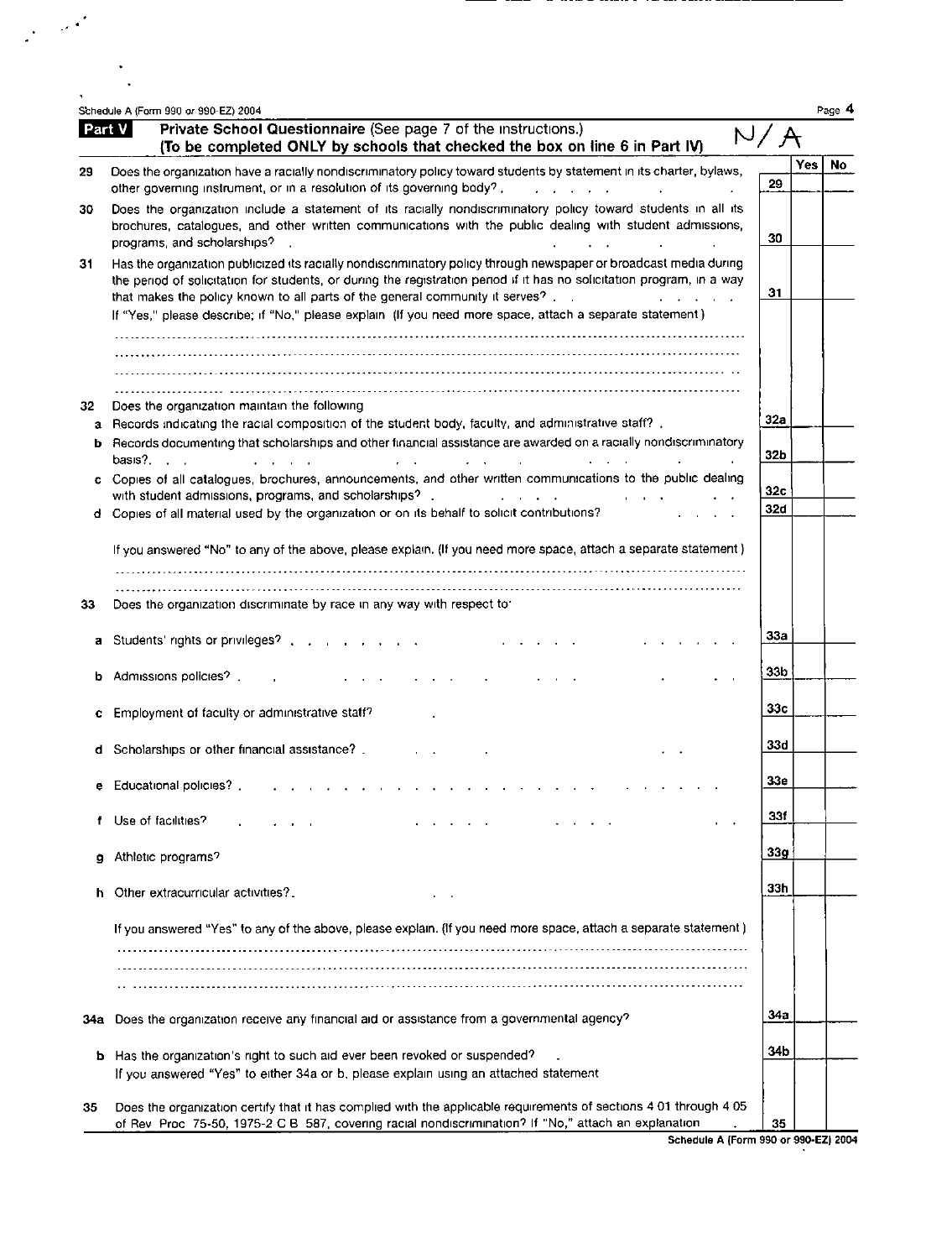Schedule A (Form 990 or 990-EZ) 2004

## Part V Private School Questionnaire (See page 7 of the instructions.)
**(To be completed ONLY by schools that checked the box on line 6 in Part IV)** N/A

| | | | Yes | No |
|---|---|---|---|---|
| 29 | Does the organization have a racially nondiscriminatory policy toward students by statement in its charter, bylaws, other governing instrument, or in a resolution of its governing body? | 29 | | |
| 30 | Does the organization include a statement of its racially nondiscriminatory policy toward students in all its brochures, catalogues, and other written communications with the public dealing with student admissions, programs, and scholarships? | 30 | | |
| 31 | Has the organization publicized its racially nondiscriminatory policy through newspaper or broadcast media during the period of solicitation for students, or during the registration period if it has no solicitation program, in a way that makes the policy known to all parts of the general community it serves? | 31 | | |

If "Yes," please describe; if "No," please explain (If you need more space, attach a separate statement)

| | | | Yes | No |
|---|---|---|---|---|
| 32 | Does the organization maintain the following | | | |
| a | Records indicating the racial composition of the student body, faculty, and administrative staff? | 32a | | |
| b | Records documenting that scholarships and other financial assistance are awarded on a racially nondiscriminatory basis? | 32b | | |
| c | Copies of all catalogues, brochures, announcements, and other written communications to the public dealing with student admissions, programs, and scholarships? | 32c | | |
| d | Copies of all material used by the organization or on its behalf to solicit contributions? | 32d | | |

If you answered "No" to any of the above, please explain. (If you need more space, attach a separate statement)

| | | | Yes | No |
|---|---|---|---|---|
| 33 | Does the organization discriminate by race in any way with respect to: | | | |
| a | Students' rights or privileges? | 33a | | |
| b | Admissions policies? | 33b | | |
| c | Employment of faculty or administrative staff? | 33c | | |
| d | Scholarships or other financial assistance? | 33d | | |
| e | Educational policies? | 33e | | |
| f | Use of facilities? | 33f | | |
| g | Athletic programs? | 33g | | |
| h | Other extracurricular activities? | 33h | | |

If you answered "Yes" to any of the above, please explain. (If you need more space, attach a separate statement)

| | | | Yes | No |
|---|---|---|---|---|
| 34a | Does the organization receive any financial aid or assistance from a governmental agency? | 34a | | |
| b | Has the organization's right to such aid ever been revoked or suspended? If you answered "Yes" to either 34a or b, please explain using an attached statement | 34b | | |
| 35 | Does the organization certify that it has complied with the applicable requirements of sections 4 01 through 4 05 of Rev Proc 75-50, 1975-2 C B 587, covering racial nondiscrimination? If "No," attach an explanation | 35 | | |

Schedule A (Form 990 or 990-EZ) 2004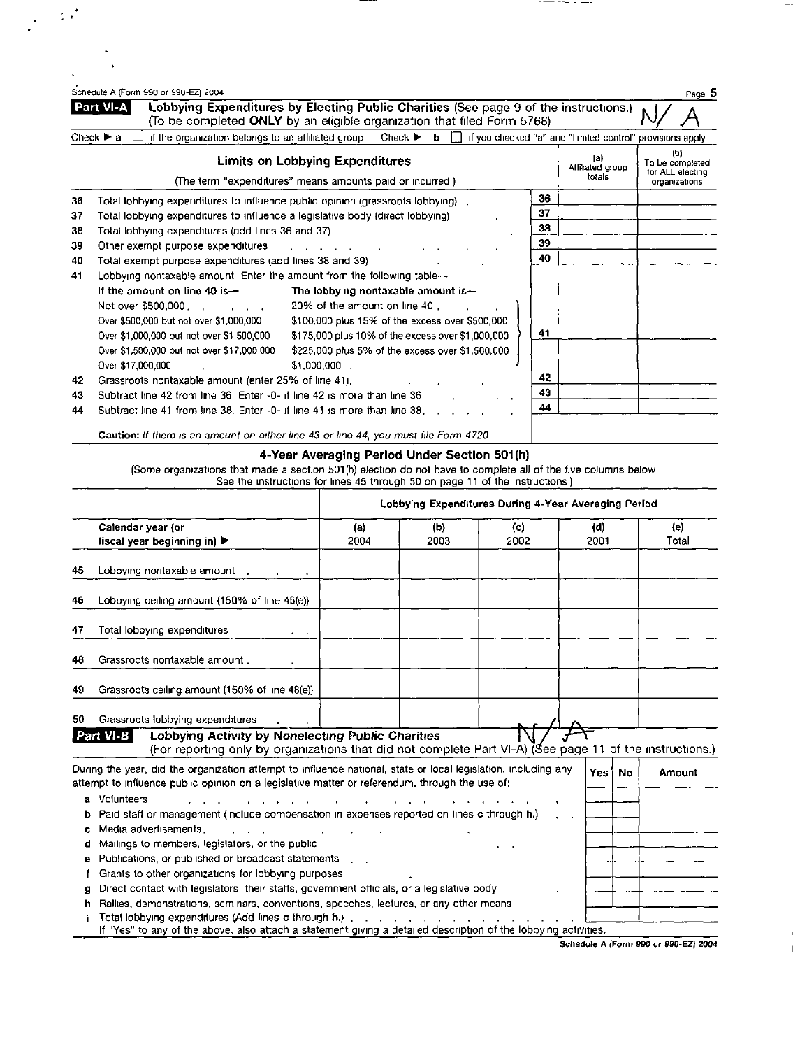Schedule A (Form 990 or 990-EZ) 2004

## Part VI-A Lobbying Expenditures by Electing Public Charities (See page 9 of the instructions.) N/A

(To be completed **ONLY** by an eligible organization that filed Form 5768)

Check ► a ☐ if the organization belongs to an affiliated group Check ► b ☐ if you checked "a" and "limited control" provisions apply

| | **Limits on Lobbying Expenditures** (The term "expenditures" means amounts paid or incurred.) | | (a) Affiliated group totals | (b) To be completed for ALL electing organizations |
|---|---|---|---|---|
| 36 | Total lobbying expenditures to influence public opinion (grassroots lobbying) | 36 | | |
| 37 | Total lobbying expenditures to influence a legislative body (direct lobbying) | 37 | | |
| 38 | Total lobbying expenditures (add lines 36 and 37) | 38 | | |
| 39 | Other exempt purpose expenditures | 39 | | |
| 40 | Total exempt purpose expenditures (add lines 38 and 39) | 40 | | |
| 41 | Lobbying nontaxable amount Enter the amount from the following table— | 41 | | |
| 42 | Grassroots nontaxable amount (enter 25% of line 41) | 42 | | |
| 43 | Subtract line 42 from line 36 Enter -0- if line 42 is more than line 36 | 43 | | |
| 44 | Subtract line 41 from line 38. Enter -0- if line 41 is more than line 38. | 44 | | |

| If the amount on line 40 is— | The lobbying nontaxable amount is— |
|---|---|
| Not over $500,000 | 20% of the amount on line 40 |
| Over $500,000 but not over $1,000,000 | $100,000 plus 15% of the excess over $500,000 |
| Over $1,000,000 but not over $1,500,000 | $175,000 plus 10% of the excess over $1,000,000 |
| Over $1,500,000 but not over $17,000,000 | $225,000 plus 5% of the excess over $1,500,000 |
| Over $17,000,000 | $1,000,000 |

**Caution:** *If there is an amount on either line 43 or line 44, you must file Form 4720*

### 4-Year Averaging Period Under Section 501(h)

(Some organizations that made a section 501(h) election do not have to complete all of the five columns below See the instructions for lines 45 through 50 on page 11 of the instructions)

| | Lobbying Expenditures During 4-Year Averaging Period | | | | |
|---|---|---|---|---|---|
| Calendar year (or fiscal year beginning in) ► | (a) 2004 | (b) 2003 | (c) 2002 | (d) 2001 | (e) Total |
| 45 Lobbying nontaxable amount | | | | | |
| 46 Lobbying ceiling amount (150% of line 45(e)) | | | | | |
| 47 Total lobbying expenditures | | | | | |
| 48 Grassroots nontaxable amount | | | | | |
| 49 Grassroots ceiling amount (150% of line 48(e)) | | | | | |
| 50 Grassroots lobbying expenditures | | | | | |

## Part VI-B Lobbying Activity by Nonelecting Public Charities N/A

(For reporting only by organizations that did not complete Part VI-A) (See page 11 of the instructions.)

| During the year, did the organization attempt to influence national, state or local legislation, including any attempt to influence public opinion on a legislative matter or referendum, through the use of: | Yes | No | Amount |
|---|---|---|---|
| a Volunteers | | | |
| b Paid staff or management (Include compensation in expenses reported on lines c through h.) | | | |
| c Media advertisements | | | |
| d Mailings to members, legislators, or the public | | | |
| e Publications, or published or broadcast statements | | | |
| f Grants to other organizations for lobbying purposes | | | |
| g Direct contact with legislators, their staffs, government officials, or a legislative body | | | |
| h Rallies, demonstrations, seminars, conventions, speeches, lectures, or any other means | | | |
| i Total lobbying expenditures (Add lines c through h.) | | | |

If "Yes" to any of the above, also attach a statement giving a detailed description of the lobbying activities.

Schedule A (Form 990 or 990-EZ) 2004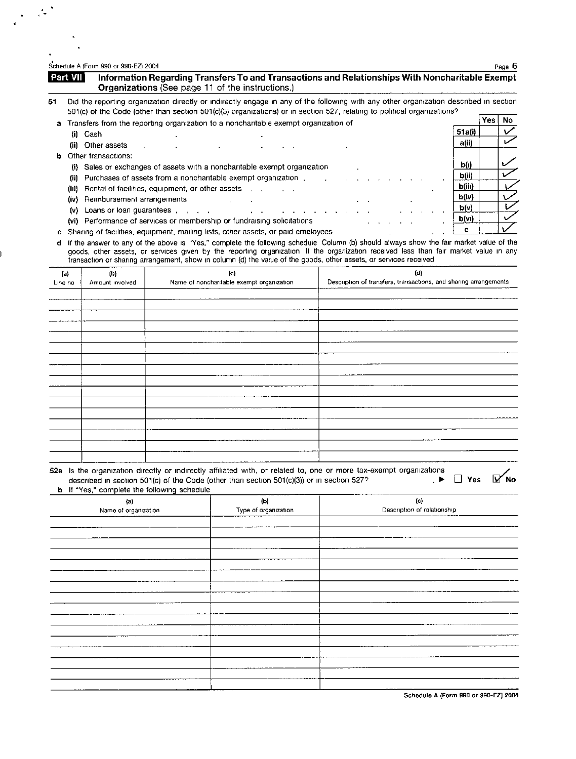Schedule A (Form 990 or 990-EZ) 2004

## Part VII Information Regarding Transfers To and Transactions and Relationships With Noncharitable Exempt Organizations (See page 11 of the instructions.)

**51** Did the reporting organization directly or indirectly engage in any of the following with any other organization described in section 501(c) of the Code (other than section 501(c)(3) organizations) or in section 527, relating to political organizations?

| | | | Yes | No |
|---|---|---|---|---|
| **a** | Transfers from the reporting organization to a noncharitable exempt organization of | | | |
| | (i) Cash | 51a(i) | | ✓ |
| | (ii) Other assets | a(ii) | | ✓ |
| **b** | Other transactions: | | | |
| | (i) Sales or exchanges of assets with a noncharitable exempt organization | b(i) | | ✓ |
| | (ii) Purchases of assets from a noncharitable exempt organization | b(ii) | | ✓ |
| | (iii) Rental of facilities, equipment, or other assets | b(iii) | | ✓ |
| | (iv) Reimbursement arrangements | b(iv) | | ✓ |
| | (v) Loans or loan guarantees | b(v) | | ✓ |
| | (vi) Performance of services or membership or fundraising solicitations | b(vi) | | ✓ |
| **c** | Sharing of facilities, equipment, mailing lists, other assets, or paid employees | c | | ✓ |

**d** If the answer to any of the above is "Yes," complete the following schedule Column (b) should always show the fair market value of the goods, other assets, or services given by the reporting organization If the organization received less than fair market value in any transaction or sharing arrangement, show in column (d) the value of the goods, other assets, or services received

| (a) Line no | (b) Amount involved | (c) Name of noncharitable exempt organization | (d) Description of transfers, transactions, and sharing arrangements |
|---|---|---|---|
| | | | |

**52a** Is the organization directly or indirectly affiliated with, or related to, one or more tax-exempt organizations described in section 501(c) of the Code (other than section 501(c)(3)) or in section 527? ▶ ☐ Yes ☑ No

**b** If "Yes," complete the following schedule

| (a) Name of organization | (b) Type of organization | (c) Description of relationship |
|---|---|---|
| | | |

Schedule A (Form 990 or 990-EZ) 2004